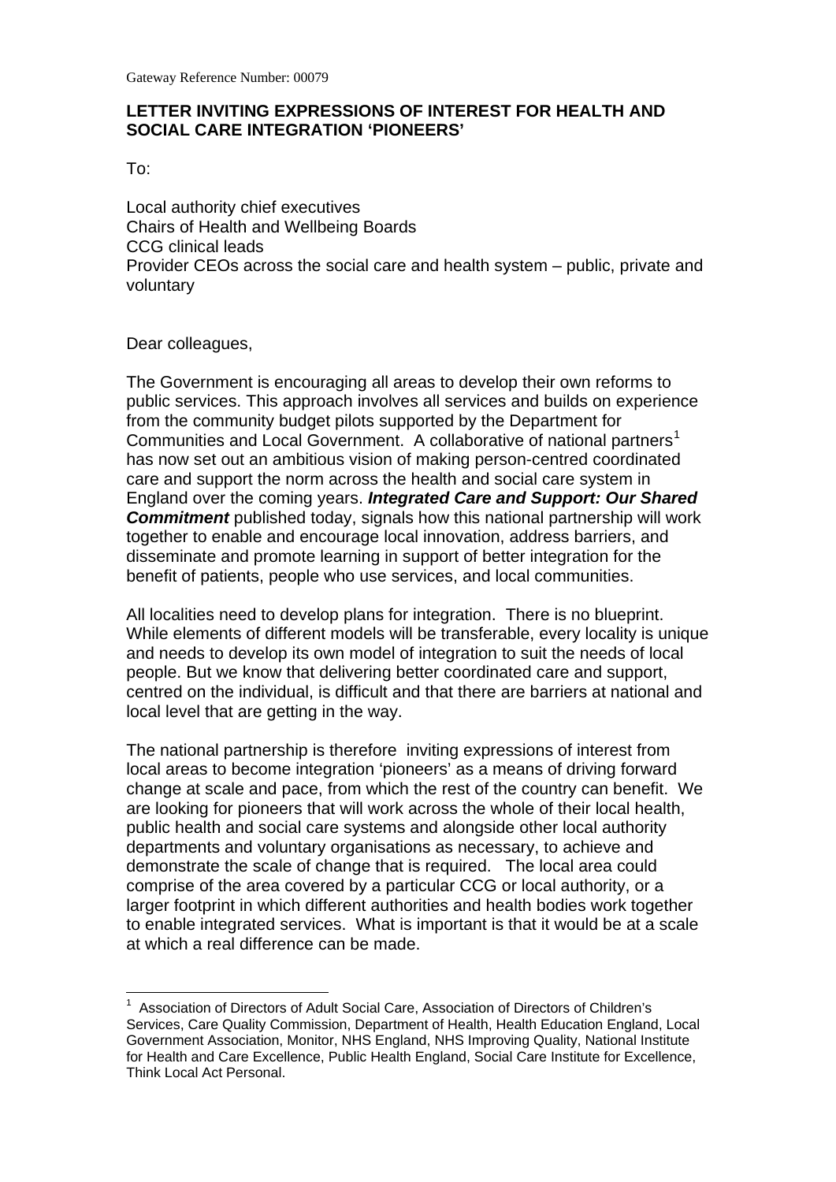Gateway Reference Number: 00079

**LETTER INVITING EXPRESSIONS OF INTEREST FOR HEALTH AND SOCIAL CARE INTEGRATION 'PIONEERS'**

To:

Local authority chief executives
Chairs of Health and Wellbeing Boards
CCG clinical leads
Provider CEOs across the social care and health system – public, private and voluntary

Dear colleagues,

The Government is encouraging all areas to develop their own reforms to public services. This approach involves all services and builds on experience from the community budget pilots supported by the Department for Communities and Local Government. A collaborative of national partners[1] has now set out an ambitious vision of making person-centred coordinated care and support the norm across the health and social care system in England over the coming years. ***Integrated Care and Support: Our Shared Commitment*** published today, signals how this national partnership will work together to enable and encourage local innovation, address barriers, and disseminate and promote learning in support of better integration for the benefit of patients, people who use services, and local communities.

All localities need to develop plans for integration. There is no blueprint. While elements of different models will be transferable, every locality is unique and needs to develop its own model of integration to suit the needs of local people. But we know that delivering better coordinated care and support, centred on the individual, is difficult and that there are barriers at national and local level that are getting in the way.

The national partnership is therefore inviting expressions of interest from local areas to become integration 'pioneers' as a means of driving forward change at scale and pace, from which the rest of the country can benefit. We are looking for pioneers that will work across the whole of their local health, public health and social care systems and alongside other local authority departments and voluntary organisations as necessary, to achieve and demonstrate the scale of change that is required. The local area could comprise of the area covered by a particular CCG or local authority, or a larger footprint in which different authorities and health bodies work together to enable integrated services. What is important is that it would be at a scale at which a real difference can be made.

---

[1] Association of Directors of Adult Social Care, Association of Directors of Children's Services, Care Quality Commission, Department of Health, Health Education England, Local Government Association, Monitor, NHS England, NHS Improving Quality, National Institute for Health and Care Excellence, Public Health England, Social Care Institute for Excellence, Think Local Act Personal.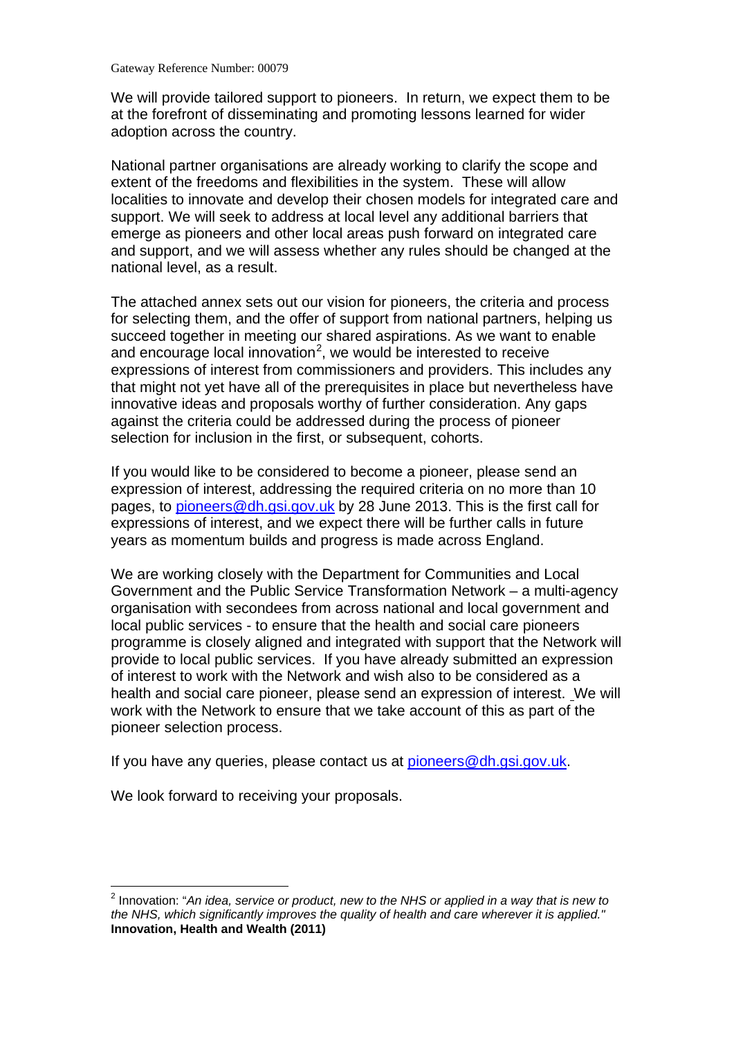Gateway Reference Number: 00079

We will provide tailored support to pioneers. In return, we expect them to be at the forefront of disseminating and promoting lessons learned for wider adoption across the country.

National partner organisations are already working to clarify the scope and extent of the freedoms and flexibilities in the system. These will allow localities to innovate and develop their chosen models for integrated care and support. We will seek to address at local level any additional barriers that emerge as pioneers and other local areas push forward on integrated care and support, and we will assess whether any rules should be changed at the national level, as a result.

The attached annex sets out our vision for pioneers, the criteria and process for selecting them, and the offer of support from national partners, helping us succeed together in meeting our shared aspirations. As we want to enable and encourage local innovation[2], we would be interested to receive expressions of interest from commissioners and providers. This includes any that might not yet have all of the prerequisites in place but nevertheless have innovative ideas and proposals worthy of further consideration. Any gaps against the criteria could be addressed during the process of pioneer selection for inclusion in the first, or subsequent, cohorts.

If you would like to be considered to become a pioneer, please send an expression of interest, addressing the required criteria on no more than 10 pages, to pioneers@dh.gsi.gov.uk by 28 June 2013. This is the first call for expressions of interest, and we expect there will be further calls in future years as momentum builds and progress is made across England.

We are working closely with the Department for Communities and Local Government and the Public Service Transformation Network – a multi-agency organisation with secondees from across national and local government and local public services - to ensure that the health and social care pioneers programme is closely aligned and integrated with support that the Network will provide to local public services. If you have already submitted an expression of interest to work with the Network and wish also to be considered as a health and social care pioneer, please send an expression of interest. We will work with the Network to ensure that we take account of this as part of the pioneer selection process.

If you have any queries, please contact us at pioneers@dh.gsi.gov.uk.

We look forward to receiving your proposals.

---

[2] Innovation: "*An idea, service or product, new to the NHS or applied in a way that is new to the NHS, which significantly improves the quality of health and care wherever it is applied.*" **Innovation, Health and Wealth (2011)**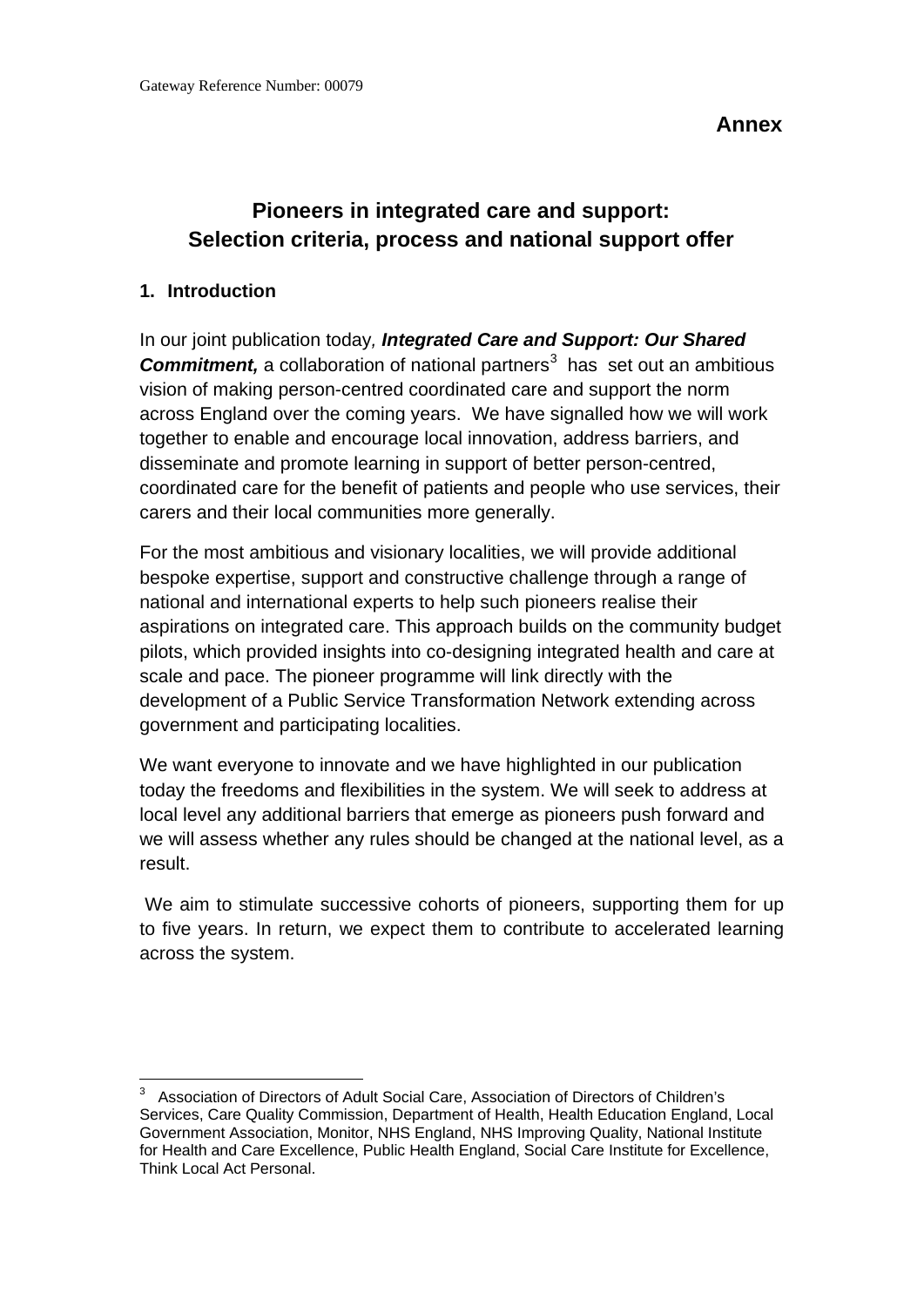Gateway Reference Number: 00079

**Annex**

# Pioneers in integrated care and support: Selection criteria, process and national support offer

## 1. Introduction

In our joint publication today, ***Integrated Care and Support: Our Shared Commitment,*** a collaboration of national partners[3] has set out an ambitious vision of making person-centred coordinated care and support the norm across England over the coming years. We have signalled how we will work together to enable and encourage local innovation, address barriers, and disseminate and promote learning in support of better person-centred, coordinated care for the benefit of patients and people who use services, their carers and their local communities more generally.

For the most ambitious and visionary localities, we will provide additional bespoke expertise, support and constructive challenge through a range of national and international experts to help such pioneers realise their aspirations on integrated care. This approach builds on the community budget pilots, which provided insights into co-designing integrated health and care at scale and pace. The pioneer programme will link directly with the development of a Public Service Transformation Network extending across government and participating localities.

We want everyone to innovate and we have highlighted in our publication today the freedoms and flexibilities in the system. We will seek to address at local level any additional barriers that emerge as pioneers push forward and we will assess whether any rules should be changed at the national level, as a result.

We aim to stimulate successive cohorts of pioneers, supporting them for up to five years. In return, we expect them to contribute to accelerated learning across the system.

---

[3] Association of Directors of Adult Social Care, Association of Directors of Children's Services, Care Quality Commission, Department of Health, Health Education England, Local Government Association, Monitor, NHS England, NHS Improving Quality, National Institute for Health and Care Excellence, Public Health England, Social Care Institute for Excellence, Think Local Act Personal.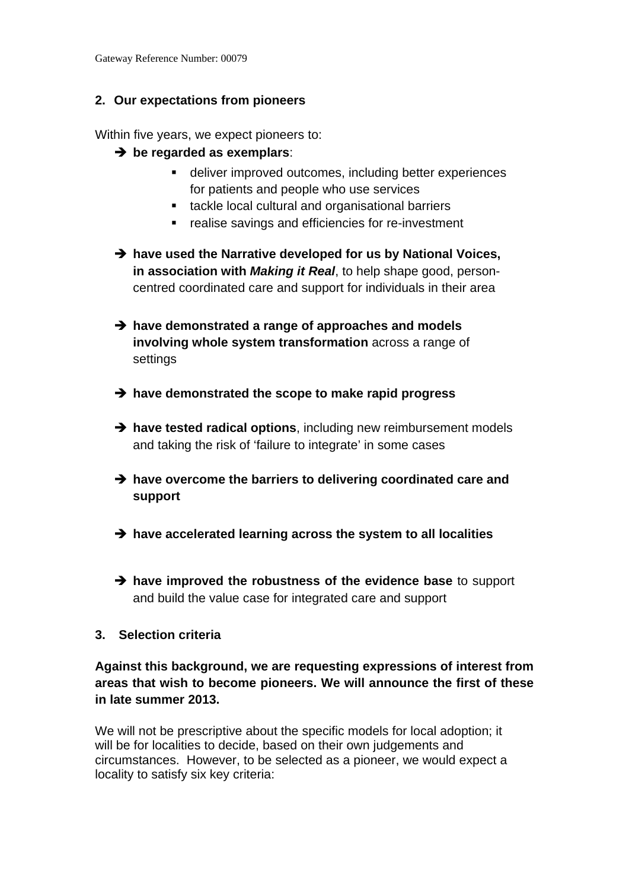## 2. Our expectations from pioneers

Within five years, we expect pioneers to:

- ➔ **be regarded as exemplars**:
  - deliver improved outcomes, including better experiences for patients and people who use services
  - tackle local cultural and organisational barriers
  - realise savings and efficiencies for re-investment

- ➔ **have used the Narrative developed for us by National Voices, in association with *Making it Real***, to help shape good, person-centred coordinated care and support for individuals in their area

- ➔ **have demonstrated a range of approaches and models involving whole system transformation** across a range of settings

- ➔ **have demonstrated the scope to make rapid progress**

- ➔ **have tested radical options**, including new reimbursement models and taking the risk of 'failure to integrate' in some cases

- ➔ **have overcome the barriers to delivering coordinated care and support**

- ➔ **have accelerated learning across the system to all localities**

- ➔ **have improved the robustness of the evidence base** to support and build the value case for integrated care and support

## 3. Selection criteria

**Against this background, we are requesting expressions of interest from areas that wish to become pioneers. We will announce the first of these in late summer 2013.**

We will not be prescriptive about the specific models for local adoption; it will be for localities to decide, based on their own judgements and circumstances. However, to be selected as a pioneer, we would expect a locality to satisfy six key criteria: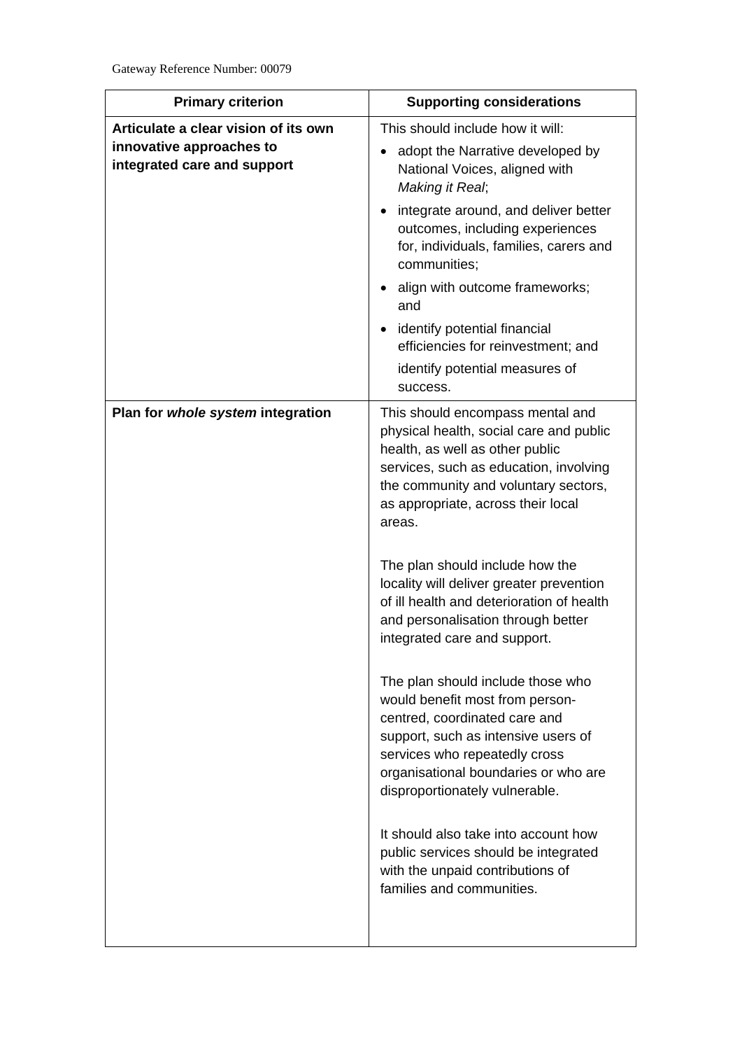Gateway Reference Number: 00079

| Primary criterion | Supporting considerations |
|---|---|
| **Articulate a clear vision of its own innovative approaches to integrated care and support** | This should include how it will:<br>• adopt the Narrative developed by National Voices, aligned with *Making it Real*;<br>• integrate around, and deliver better outcomes, including experiences for, individuals, families, carers and communities;<br>• align with outcome frameworks; and<br>• identify potential financial efficiencies for reinvestment; and<br>identify potential measures of success. |
| **Plan for *whole system* integration** | This should encompass mental and physical health, social care and public health, as well as other public services, such as education, involving the community and voluntary sectors, as appropriate, across their local areas.<br><br>The plan should include how the locality will deliver greater prevention of ill health and deterioration of health and personalisation through better integrated care and support.<br><br>The plan should include those who would benefit most from person-centred, coordinated care and support, such as intensive users of services who repeatedly cross organisational boundaries or who are disproportionately vulnerable.<br><br>It should also take into account how public services should be integrated with the unpaid contributions of families and communities. |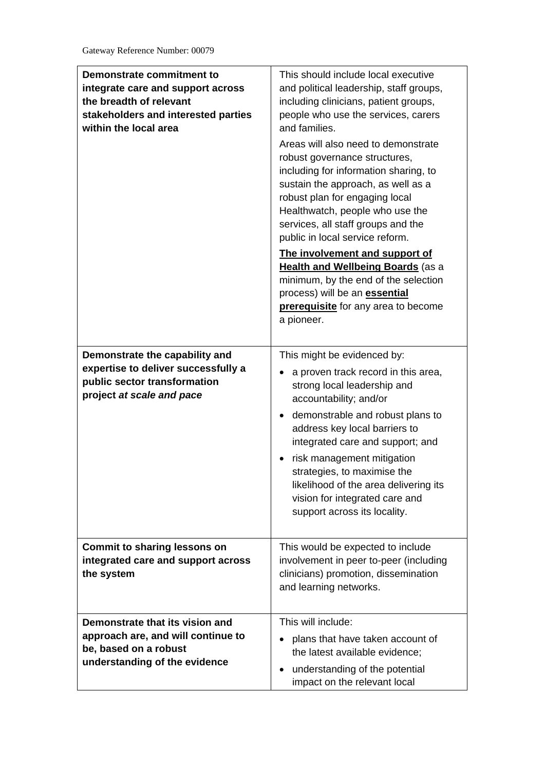Gateway Reference Number: 00079

| | |
|---|---|
| **Demonstrate commitment to integrate care and support across the breadth of relevant stakeholders and interested parties within the local area** | This should include local executive and political leadership, staff groups, including clinicians, patient groups, people who use the services, carers and families.<br><br>Areas will also need to demonstrate robust governance structures, including for information sharing, to sustain the approach, as well as a robust plan for engaging local Healthwatch, people who use the services, all staff groups and the public in local service reform.<br><br>**The involvement and support of Health and Wellbeing Boards** (as a minimum, by the end of the selection process) will be an **essential prerequisite** for any area to become a pioneer. |
| **Demonstrate the capability and expertise to deliver successfully a public sector transformation project *at scale and pace*** | This might be evidenced by:<br><br>• a proven track record in this area, strong local leadership and accountability; and/or<br>• demonstrable and robust plans to address key local barriers to integrated care and support; and<br>• risk management mitigation strategies, to maximise the likelihood of the area delivering its vision for integrated care and support across its locality. |
| **Commit to sharing lessons on integrated care and support across the system** | This would be expected to include involvement in peer to-peer (including clinicians) promotion, dissemination and learning networks. |
| **Demonstrate that its vision and approach are, and will continue to be, based on a robust understanding of the evidence** | This will include:<br><br>• plans that have taken account of the latest available evidence;<br>• understanding of the potential impact on the relevant local |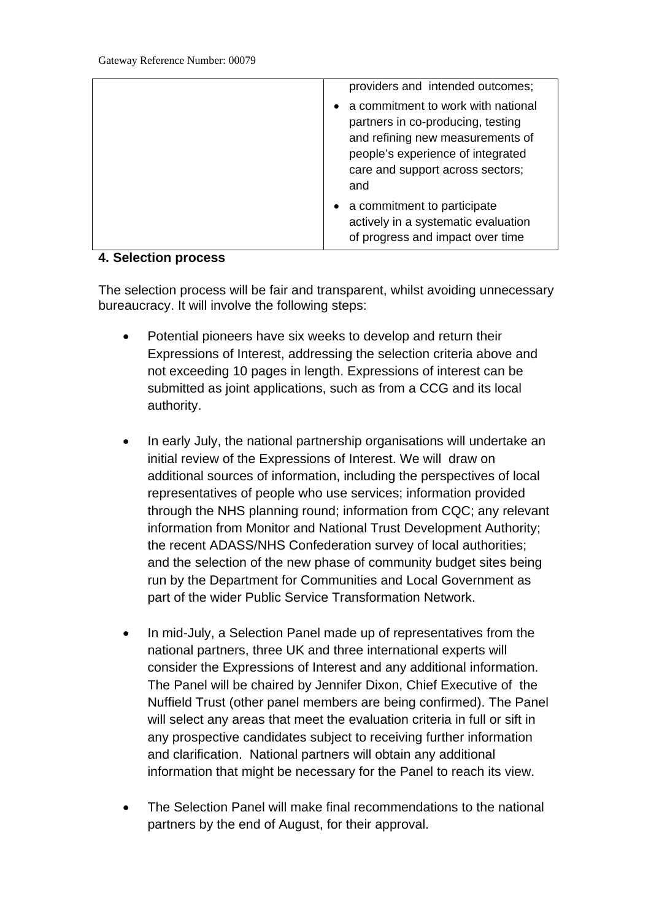| | providers and intended outcomes;<br>• a commitment to work with national partners in co-producing, testing and refining new measurements of people's experience of integrated care and support across sectors; and<br>• a commitment to participate actively in a systematic evaluation of progress and impact over time |
|---|---|

**4. Selection process**

The selection process will be fair and transparent, whilst avoiding unnecessary bureaucracy. It will involve the following steps:

- Potential pioneers have six weeks to develop and return their Expressions of Interest, addressing the selection criteria above and not exceeding 10 pages in length. Expressions of interest can be submitted as joint applications, such as from a CCG and its local authority.

- In early July, the national partnership organisations will undertake an initial review of the Expressions of Interest. We will draw on additional sources of information, including the perspectives of local representatives of people who use services; information provided through the NHS planning round; information from CQC; any relevant information from Monitor and National Trust Development Authority; the recent ADASS/NHS Confederation survey of local authorities; and the selection of the new phase of community budget sites being run by the Department for Communities and Local Government as part of the wider Public Service Transformation Network.

- In mid-July, a Selection Panel made up of representatives from the national partners, three UK and three international experts will consider the Expressions of Interest and any additional information. The Panel will be chaired by Jennifer Dixon, Chief Executive of the Nuffield Trust (other panel members are being confirmed). The Panel will select any areas that meet the evaluation criteria in full or sift in any prospective candidates subject to receiving further information and clarification. National partners will obtain any additional information that might be necessary for the Panel to reach its view.

- The Selection Panel will make final recommendations to the national partners by the end of August, for their approval.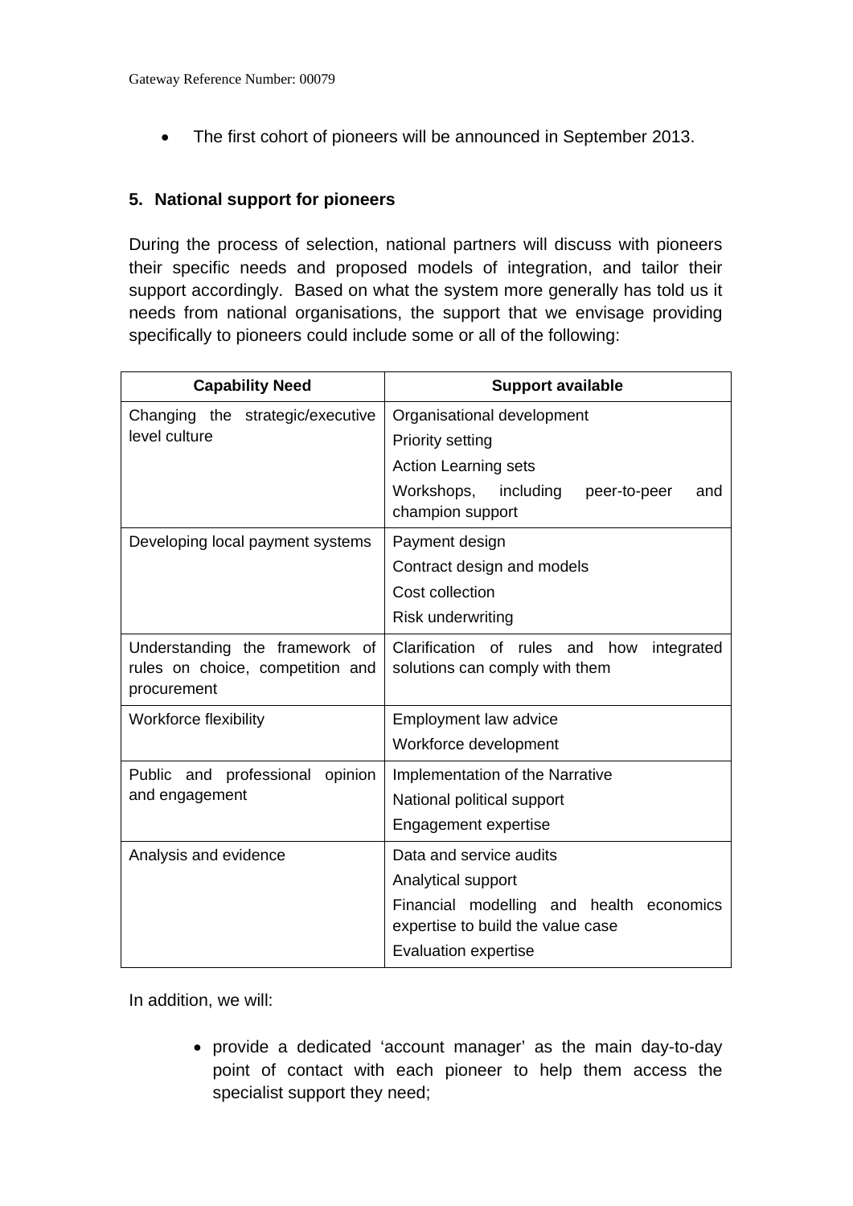- The first cohort of pioneers will be announced in September 2013.

## 5. National support for pioneers

During the process of selection, national partners will discuss with pioneers their specific needs and proposed models of integration, and tailor their support accordingly. Based on what the system more generally has told us it needs from national organisations, the support that we envisage providing specifically to pioneers could include some or all of the following:

| Capability Need | Support available |
| --- | --- |
| Changing the strategic/executive level culture | Organisational development<br>Priority setting<br>Action Learning sets<br>Workshops, including peer-to-peer and champion support |
| Developing local payment systems | Payment design<br>Contract design and models<br>Cost collection<br>Risk underwriting |
| Understanding the framework of rules on choice, competition and procurement | Clarification of rules and how integrated solutions can comply with them |
| Workforce flexibility | Employment law advice<br>Workforce development |
| Public and professional opinion and engagement | Implementation of the Narrative<br>National political support<br>Engagement expertise |
| Analysis and evidence | Data and service audits<br>Analytical support<br>Financial modelling and health economics expertise to build the value case<br>Evaluation expertise |

In addition, we will:

- provide a dedicated 'account manager' as the main day-to-day point of contact with each pioneer to help them access the specialist support they need;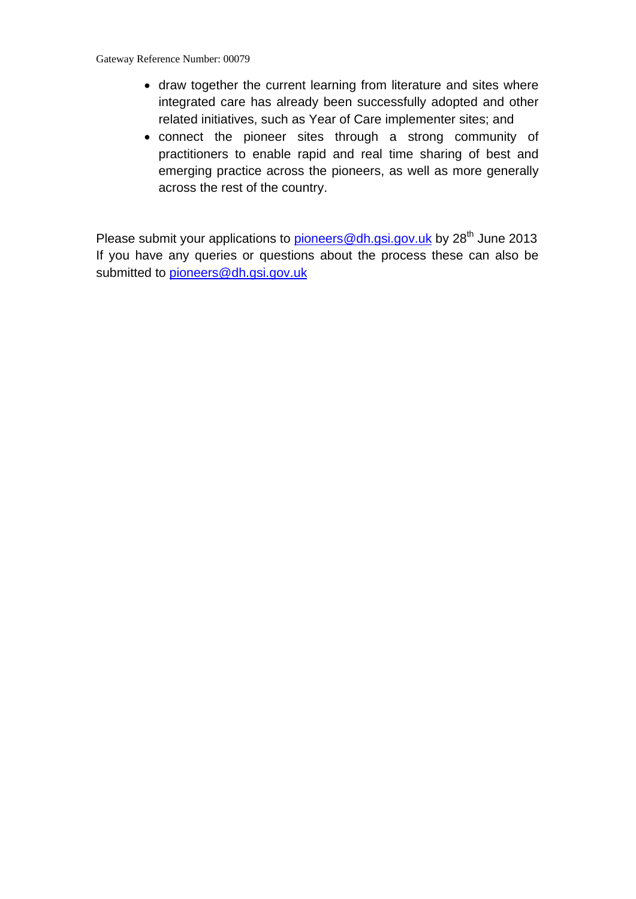- draw together the current learning from literature and sites where integrated care has already been successfully adopted and other related initiatives, such as Year of Care implementer sites; and
- connect the pioneer sites through a strong community of practitioners to enable rapid and real time sharing of best and emerging practice across the pioneers, as well as more generally across the rest of the country.

Please submit your applications to pioneers@dh.gsi.gov.uk by 28th June 2013 If you have any queries or questions about the process these can also be submitted to pioneers@dh.gsi.gov.uk